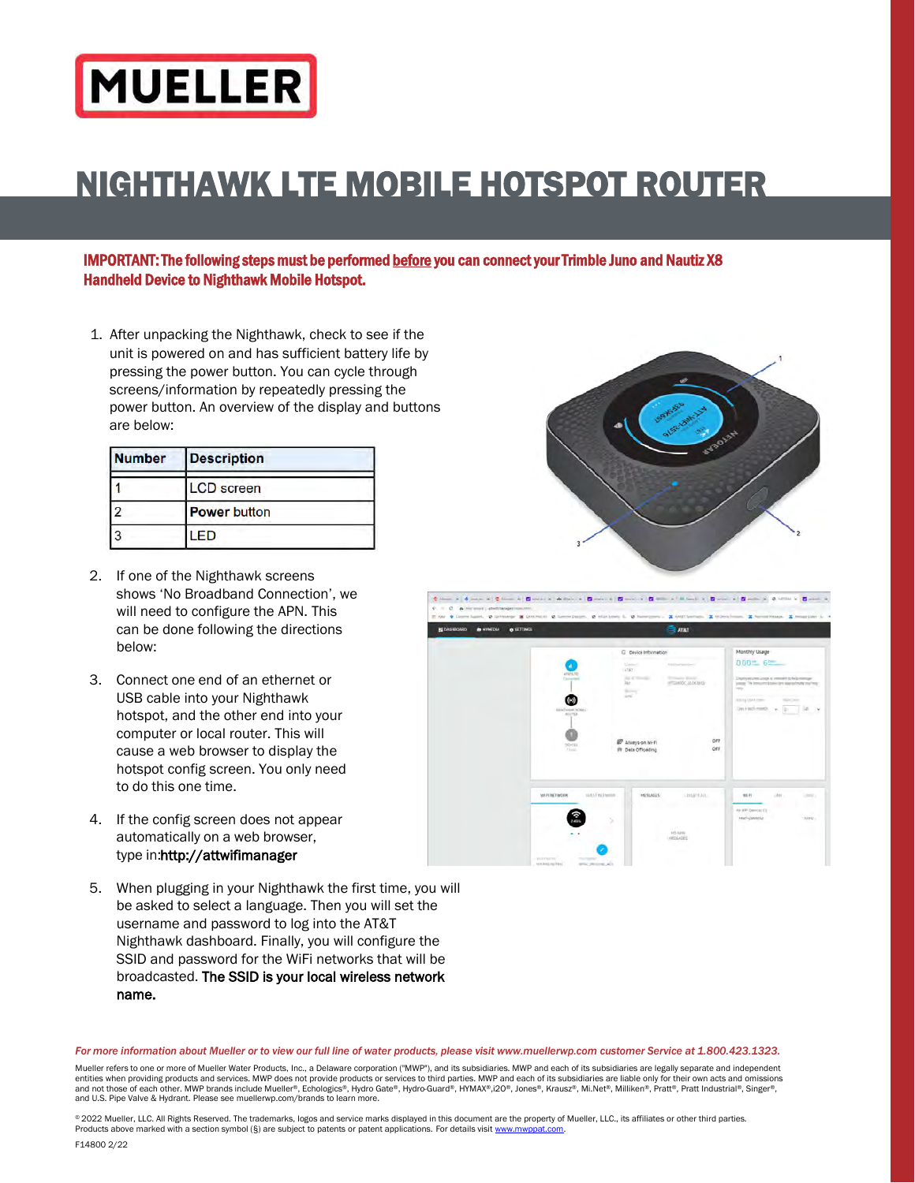# MUELLER

# NIGHTHAWK LTE MOBILE HOTSPOT ROUTER

**IMPORTANT: The following steps must be performed before you can connect your Trimble Juno and Nautiz X8 Handheld Device to Nighthawk Mobile Hotspot.**

1. After unpacking the Nighthawk, check to see if the unit is powered on and has sufficient battery life by pressing the power button. You can cycle through screens/information by repeatedly pressing the power button. An overview of the display and buttons are below:

| Number | Description |
|---|---|
| 1 | LCD screen |
| 2 | Power button |
| 3 | LED |

2. If one of the Nighthawk screens shows 'No Broadband Connection', we will need to configure the APN. This can be done following the directions below:

3. Connect one end of an ethernet or USB cable into your Nighthawk hotspot, and the other end into your computer or local router. This will cause a web browser to display the hotspot config screen. You only need to do this one time.

4. If the config screen does not appear automatically on a web browser, type in:**http://attwifimanager**

5. When plugging in your Nighthawk the first time, you will be asked to select a language. Then you will set the username and password to log into the AT&T Nighthawk dashboard. Finally, you will configure the SSID and password for the WiFi networks that will be broadcasted. **The SSID is your local wireless network name.**

*For more information about Mueller or to view our full line of water products, please visit www.muellerwp.com customer Service at 1.800.423.1323.*

Mueller refers to one or more of Mueller Water Products, Inc., a Delaware corporation ("MWP"), and its subsidiaries. MWP and each of its subsidiaries are legally separate and independent entities when providing products and services. MWP does not provide products or services to third parties. MWP and each of its subsidiaries are liable only for their own acts and omissions and not those of each other. MWP brands include Mueller®, Echologics®, Hydro Gate®, Hydro-Guard®, HYMAX®,i2O®, Jones®, Krausz®, Mi.Net®, Milliken®, Pratt®, Pratt Industrial®, Singer®, and U.S. Pipe Valve & Hydrant. Please see muellerwp.com/brands to learn more.

© 2022 Mueller, LLC. All Rights Reserved. The trademarks, logos and service marks displayed in this document are the property of Mueller, LLC., its affiliates or other third parties. Products above marked with a section symbol (§) are subject to patents or patent applications. For details visit www.mwppat.com.

F14800 2/22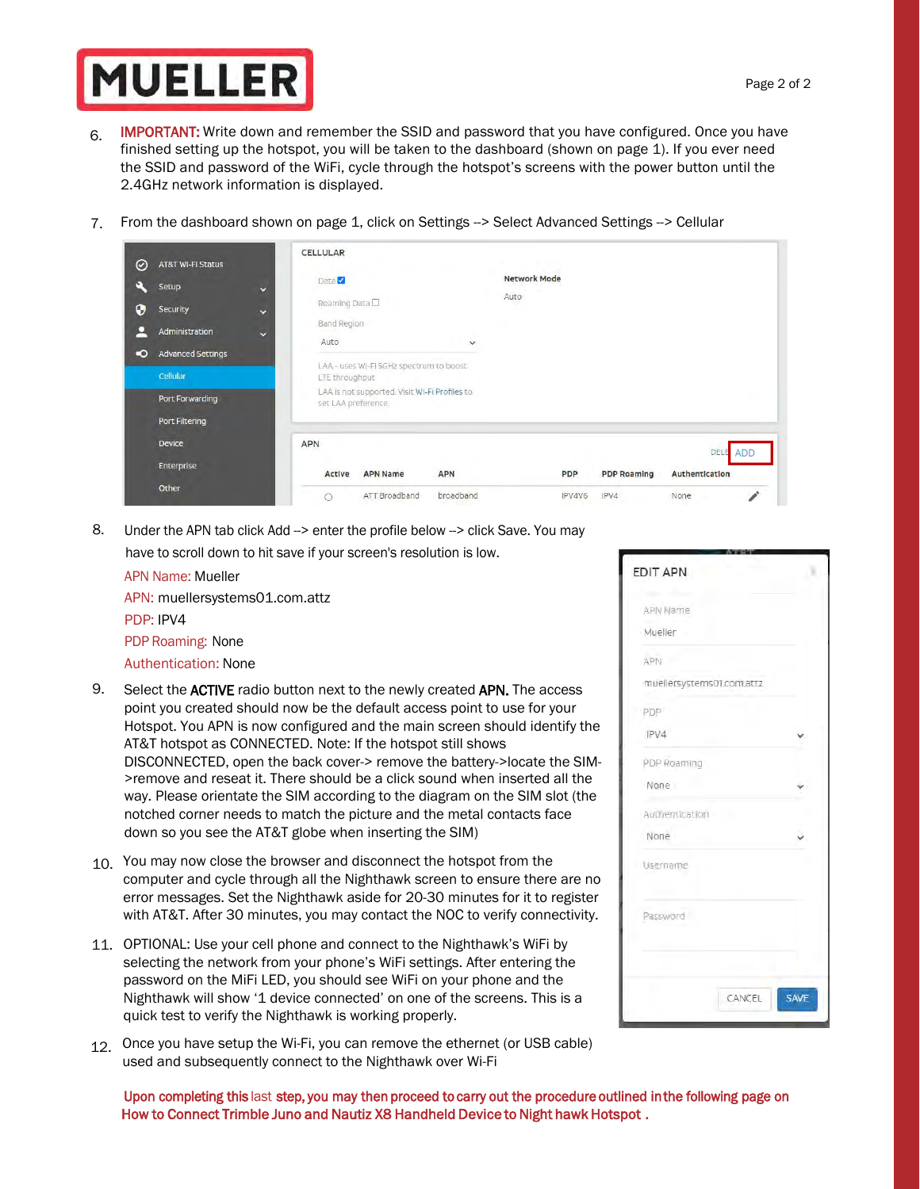6. **IMPORTANT:** Write down and remember the SSID and password that you have configured. Once you have finished setting up the hotspot, you will be taken to the dashboard (shown on page 1). If you ever need the SSID and password of the WiFi, cycle through the hotspot's screens with the power button until the 2.4GHz network information is displayed.

7. From the dashboard shown on page 1, click on Settings --> Select Advanced Settings --> Cellular

8. Under the APN tab click Add --> enter the profile below --> click Save. You may have to scroll down to hit save if your screen's resolution is low.

   APN Name: Mueller
   APN: muellersystems01.com.attz
   PDP: IPV4
   PDP Roaming: None
   Authentication: None

9. Select the **ACTIVE** radio button next to the newly created **APN.** The access point you created should now be the default access point to use for your Hotspot. You APN is now configured and the main screen should identify the AT&T hotspot as CONNECTED. Note: If the hotspot still shows DISCONNECTED, open the back cover-> remove the battery->locate the SIM->remove and reseat it. There should be a click sound when inserted all the way. Please orientate the SIM according to the diagram on the SIM slot (the notched corner needs to match the picture and the metal contacts face down so you see the AT&T globe when inserting the SIM)

10. You may now close the browser and disconnect the hotspot from the computer and cycle through all the Nighthawk screen to ensure there are no error messages. Set the Nighthawk aside for 20-30 minutes for it to register with AT&T. After 30 minutes, you may contact the NOC to verify connectivity.

11. OPTIONAL: Use your cell phone and connect to the Nighthawk's WiFi by selecting the network from your phone's WiFi settings. After entering the password on the MiFi LED, you should see WiFi on your phone and the Nighthawk will show '1 device connected' on one of the screens. This is a quick test to verify the Nighthawk is working properly.

12. Once you have setup the Wi-Fi, you can remove the ethernet (or USB cable) used and subsequently connect to the Nighthawk over Wi-Fi

**Upon completing this last step, you may then proceed to carry out the procedure outlined in the following page on How to Connect Trimble Juno and Nautiz X8 Handheld Device to Night hawk Hotspot .**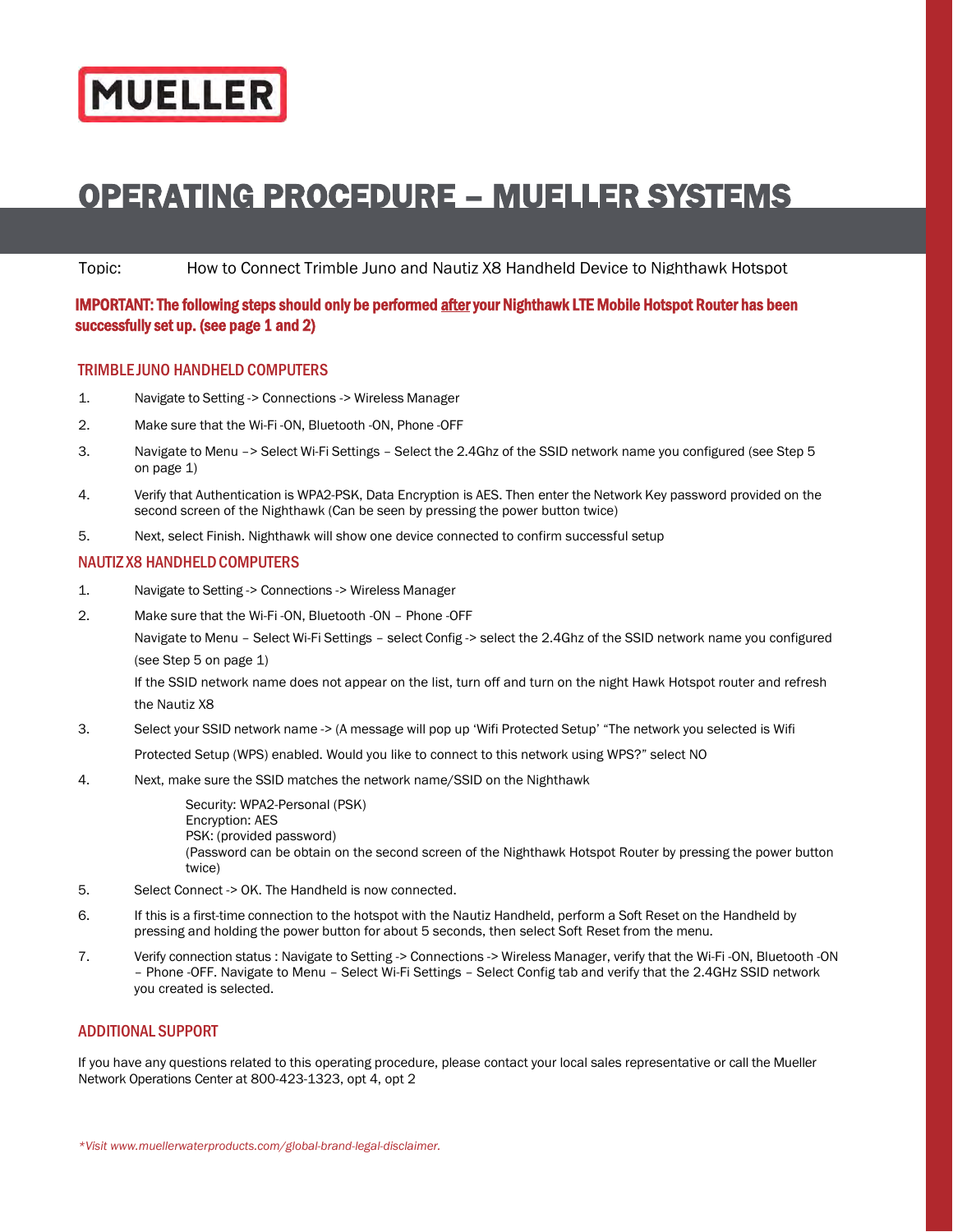MUELLER

# OPERATING PROCEDURE – MUELLER SYSTEMS

Topic: How to Connect Trimble Juno and Nautiz X8 Handheld Device to Nighthawk Hotspot

**IMPORTANT: The following steps should only be performed after your Nighthawk LTE Mobile Hotspot Router has been successfully set up. (see page 1 and 2)**

## TRIMBLE JUNO HANDHELD COMPUTERS

1. Navigate to Setting -> Connections -> Wireless Manager
2. Make sure that the Wi-Fi -ON, Bluetooth -ON, Phone -OFF
3. Navigate to Menu –> Select Wi-Fi Settings – Select the 2.4Ghz of the SSID network name you configured (see Step 5 on page 1)
4. Verify that Authentication is WPA2-PSK, Data Encryption is AES. Then enter the Network Key password provided on the second screen of the Nighthawk (Can be seen by pressing the power button twice)
5. Next, select Finish. Nighthawk will show one device connected to confirm successful setup

## NAUTIZ X8 HANDHELD COMPUTERS

1. Navigate to Setting -> Connections -> Wireless Manager
2. Make sure that the Wi-Fi -ON, Bluetooth -ON – Phone -OFF

   Navigate to Menu – Select Wi-Fi Settings – select Config -> select the 2.4Ghz of the SSID network name you configured (see Step 5 on page 1)

   If the SSID network name does not appear on the list, turn off and turn on the night Hawk Hotspot router and refresh the Nautiz X8
3. Select your SSID network name -> (A message will pop up 'Wifi Protected Setup' "The network you selected is Wifi Protected Setup (WPS) enabled. Would you like to connect to this network using WPS?" select NO
4. Next, make sure the SSID matches the network name/SSID on the Nighthawk

   Security: WPA2-Personal (PSK)
   Encryption: AES
   PSK: (provided password)
   (Password can be obtain on the second screen of the Nighthawk Hotspot Router by pressing the power button twice)
5. Select Connect -> OK. The Handheld is now connected.
6. If this is a first-time connection to the hotspot with the Nautiz Handheld, perform a Soft Reset on the Handheld by pressing and holding the power button for about 5 seconds, then select Soft Reset from the menu.
7. Verify connection status : Navigate to Setting -> Connections -> Wireless Manager, verify that the Wi-Fi -ON, Bluetooth -ON – Phone -OFF. Navigate to Menu – Select Wi-Fi Settings – Select Config tab and verify that the 2.4GHz SSID network you created is selected.

## ADDITIONAL SUPPORT

If you have any questions related to this operating procedure, please contact your local sales representative or call the Mueller Network Operations Center at 800-423-1323, opt 4, opt 2

*\*Visit www.muellerwaterproducts.com/global-brand-legal-disclaimer.*